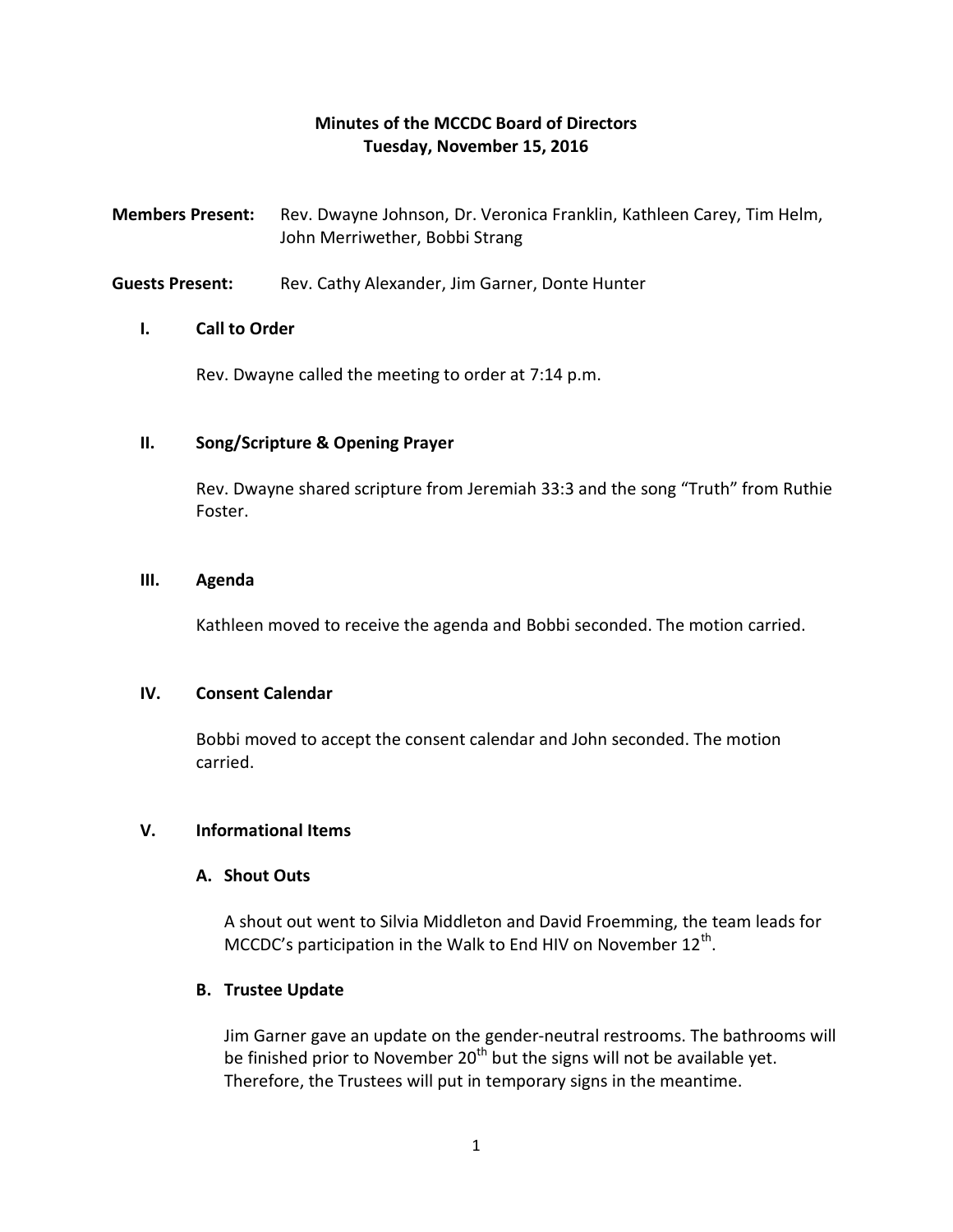# Minutes of the MCCDC Board of Directors
# Tuesday, November 15, 2016

**Members Present:** Rev. Dwayne Johnson, Dr. Veronica Franklin, Kathleen Carey, Tim Helm, John Merriwether, Bobbi Strang

**Guests Present:** Rev. Cathy Alexander, Jim Garner, Donte Hunter

## I. Call to Order

Rev. Dwayne called the meeting to order at 7:14 p.m.

## II. Song/Scripture & Opening Prayer

Rev. Dwayne shared scripture from Jeremiah 33:3 and the song "Truth" from Ruthie Foster.

## III. Agenda

Kathleen moved to receive the agenda and Bobbi seconded. The motion carried.

## IV. Consent Calendar

Bobbi moved to accept the consent calendar and John seconded. The motion carried.

## V. Informational Items

### A. Shout Outs

A shout out went to Silvia Middleton and David Froemming, the team leads for MCCDC's participation in the Walk to End HIV on November 12th.

### B. Trustee Update

Jim Garner gave an update on the gender-neutral restrooms. The bathrooms will be finished prior to November 20th but the signs will not be available yet. Therefore, the Trustees will put in temporary signs in the meantime.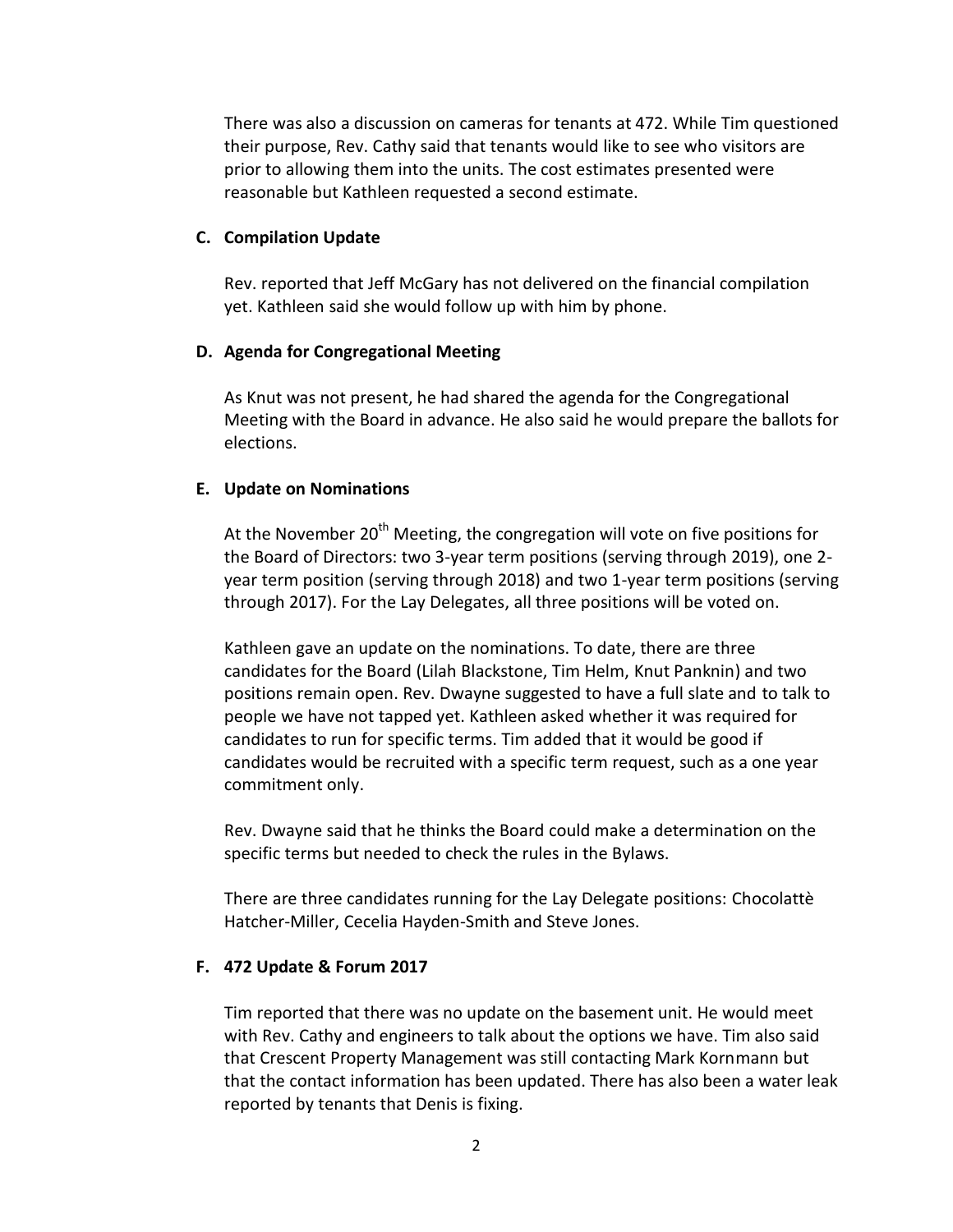There was also a discussion on cameras for tenants at 472. While Tim questioned their purpose, Rev. Cathy said that tenants would like to see who visitors are prior to allowing them into the units. The cost estimates presented were reasonable but Kathleen requested a second estimate.

### C. Compilation Update

Rev. reported that Jeff McGary has not delivered on the financial compilation yet. Kathleen said she would follow up with him by phone.

### D. Agenda for Congregational Meeting

As Knut was not present, he had shared the agenda for the Congregational Meeting with the Board in advance. He also said he would prepare the ballots for elections.

### E. Update on Nominations

At the November 20th Meeting, the congregation will vote on five positions for the Board of Directors: two 3-year term positions (serving through 2019), one 2-year term position (serving through 2018) and two 1-year term positions (serving through 2017). For the Lay Delegates, all three positions will be voted on.

Kathleen gave an update on the nominations. To date, there are three candidates for the Board (Lilah Blackstone, Tim Helm, Knut Panknin) and two positions remain open. Rev. Dwayne suggested to have a full slate and to talk to people we have not tapped yet. Kathleen asked whether it was required for candidates to run for specific terms. Tim added that it would be good if candidates would be recruited with a specific term request, such as a one year commitment only.

Rev. Dwayne said that he thinks the Board could make a determination on the specific terms but needed to check the rules in the Bylaws.

There are three candidates running for the Lay Delegate positions: Chocolattè Hatcher-Miller, Cecelia Hayden-Smith and Steve Jones.

### F. 472 Update & Forum 2017

Tim reported that there was no update on the basement unit. He would meet with Rev. Cathy and engineers to talk about the options we have. Tim also said that Crescent Property Management was still contacting Mark Kornmann but that the contact information has been updated. There has also been a water leak reported by tenants that Denis is fixing.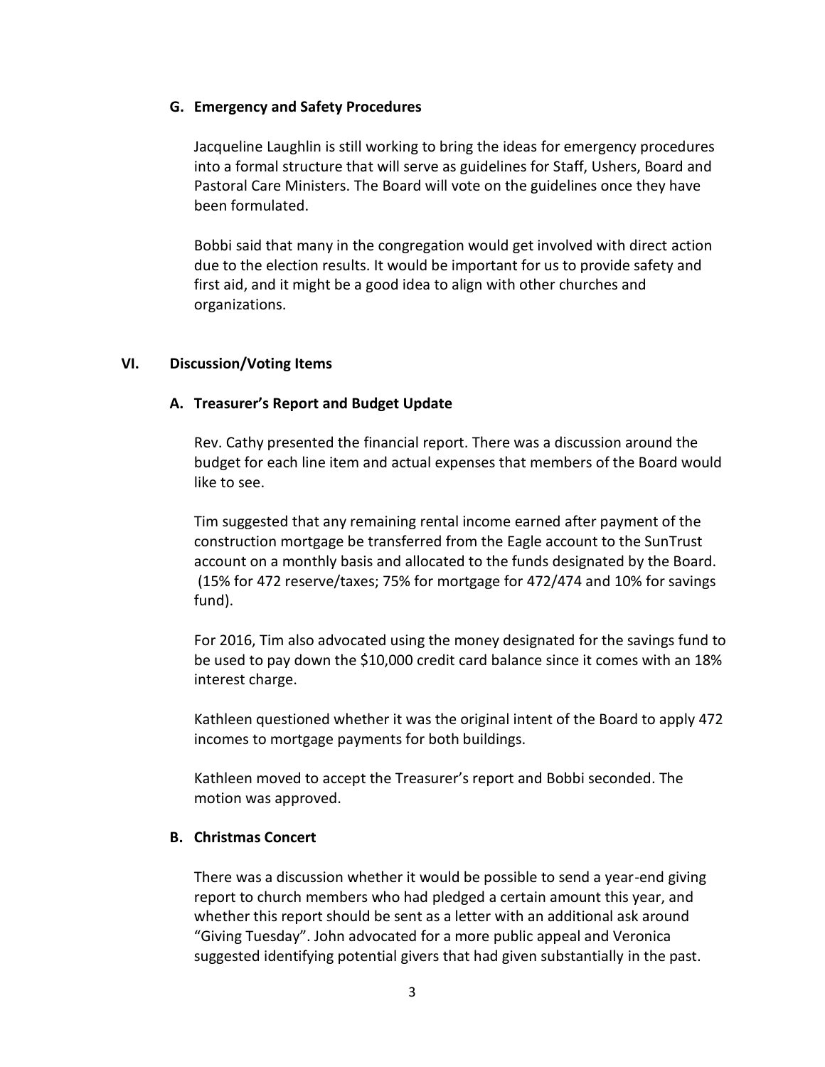### G. Emergency and Safety Procedures

Jacqueline Laughlin is still working to bring the ideas for emergency procedures into a formal structure that will serve as guidelines for Staff, Ushers, Board and Pastoral Care Ministers. The Board will vote on the guidelines once they have been formulated.

Bobbi said that many in the congregation would get involved with direct action due to the election results. It would be important for us to provide safety and first aid, and it might be a good idea to align with other churches and organizations.

## VI. Discussion/Voting Items

### A. Treasurer's Report and Budget Update

Rev. Cathy presented the financial report. There was a discussion around the budget for each line item and actual expenses that members of the Board would like to see.

Tim suggested that any remaining rental income earned after payment of the construction mortgage be transferred from the Eagle account to the SunTrust account on a monthly basis and allocated to the funds designated by the Board. (15% for 472 reserve/taxes; 75% for mortgage for 472/474 and 10% for savings fund).

For 2016, Tim also advocated using the money designated for the savings fund to be used to pay down the $10,000 credit card balance since it comes with an 18% interest charge.

Kathleen questioned whether it was the original intent of the Board to apply 472 incomes to mortgage payments for both buildings.

Kathleen moved to accept the Treasurer's report and Bobbi seconded. The motion was approved.

### B. Christmas Concert

There was a discussion whether it would be possible to send a year-end giving report to church members who had pledged a certain amount this year, and whether this report should be sent as a letter with an additional ask around "Giving Tuesday". John advocated for a more public appeal and Veronica suggested identifying potential givers that had given substantially in the past.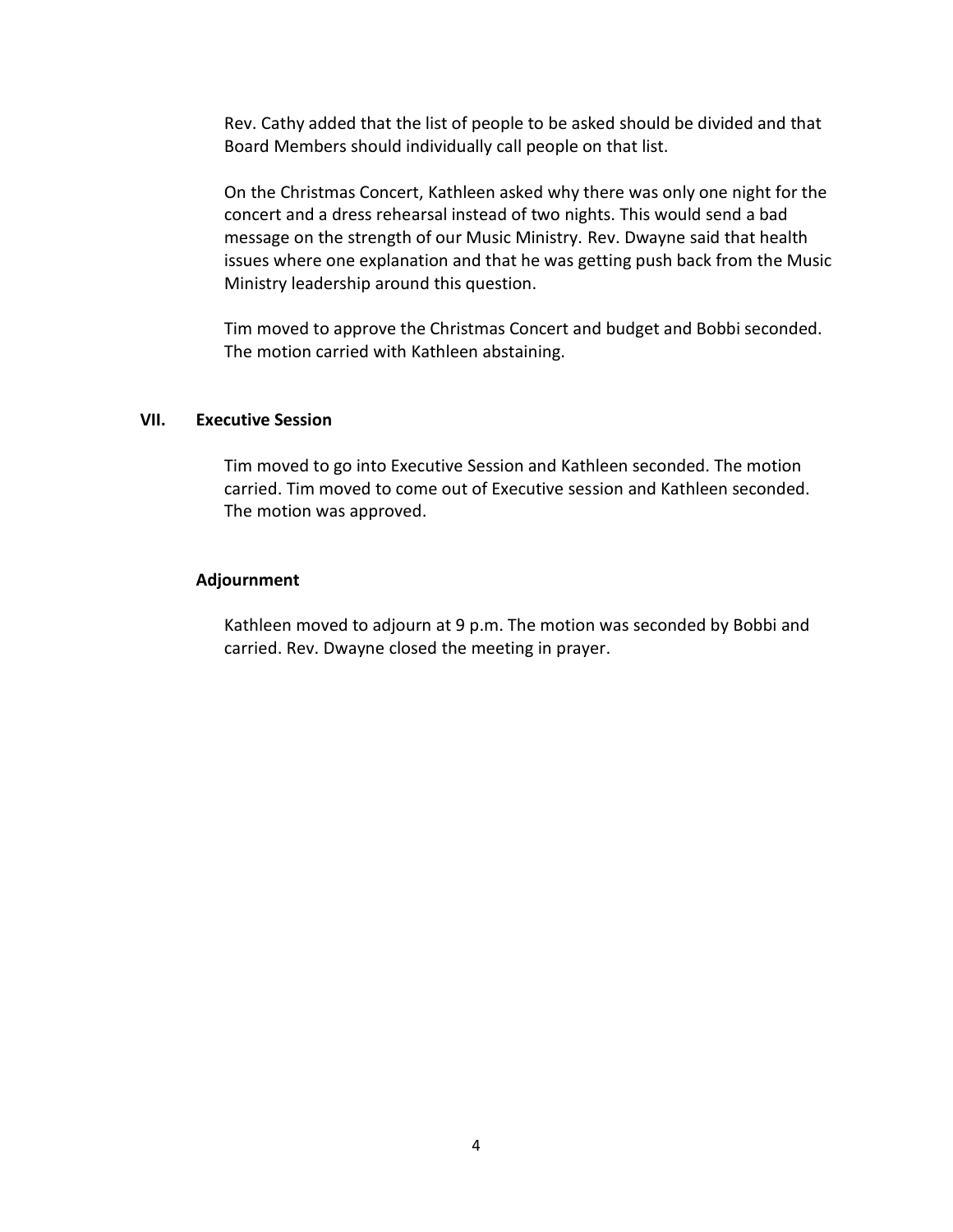Rev. Cathy added that the list of people to be asked should be divided and that Board Members should individually call people on that list.

On the Christmas Concert, Kathleen asked why there was only one night for the concert and a dress rehearsal instead of two nights. This would send a bad message on the strength of our Music Ministry. Rev. Dwayne said that health issues where one explanation and that he was getting push back from the Music Ministry leadership around this question.

Tim moved to approve the Christmas Concert and budget and Bobbi seconded. The motion carried with Kathleen abstaining.

## VII. Executive Session

Tim moved to go into Executive Session and Kathleen seconded. The motion carried. Tim moved to come out of Executive session and Kathleen seconded. The motion was approved.

## Adjournment

Kathleen moved to adjourn at 9 p.m. The motion was seconded by Bobbi and carried. Rev. Dwayne closed the meeting in prayer.